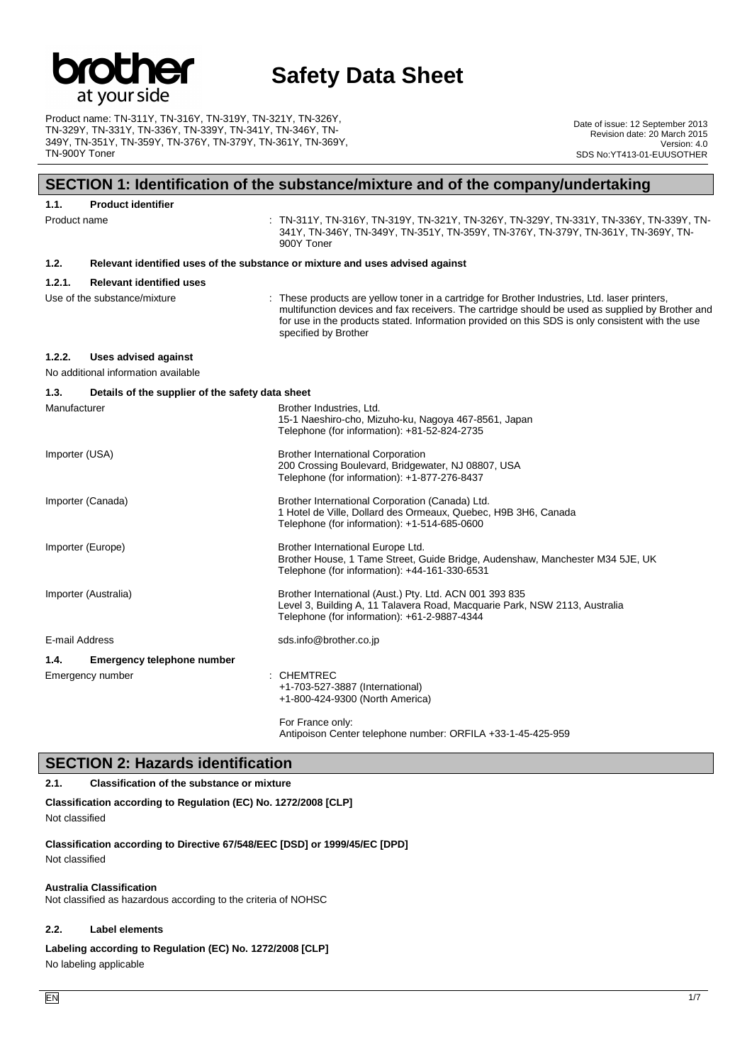# Safety Data Sheet

Product name: TN-311Y, TN-316Y, TN-319Y, TN-321Y, TN-326Y, TN-329Y, TN-331Y, TN-336Y, TN-339Y, TN-341Y, TN-346Y, TN-349Y, TN-351Y, TN-359Y, TN-376Y, TN-379Y, TN-361Y, TN-369Y, TN-900Y Toner

Date of issue: 12 September 2013
Revision date: 20 March 2015
Version: 4.0
SDS No:YT413-01-EUUSOTHER

## SECTION 1: Identification of the substance/mixture and of the company/undertaking

### 1.1. Product identifier

Product name : TN-311Y, TN-316Y, TN-319Y, TN-321Y, TN-326Y, TN-329Y, TN-331Y, TN-336Y, TN-339Y, TN-341Y, TN-346Y, TN-349Y, TN-351Y, TN-359Y, TN-376Y, TN-379Y, TN-361Y, TN-369Y, TN-900Y Toner

### 1.2. Relevant identified uses of the substance or mixture and uses advised against

#### 1.2.1. Relevant identified uses

Use of the substance/mixture : These products are yellow toner in a cartridge for Brother Industries, Ltd. laser printers, multifunction devices and fax receivers. The cartridge should be used as supplied by Brother and for use in the products stated. Information provided on this SDS is only consistent with the use specified by Brother

#### 1.2.2. Uses advised against

No additional information available

### 1.3. Details of the supplier of the safety data sheet

Manufacturer
Brother Industries, Ltd.
15-1 Naeshiro-cho, Mizuho-ku, Nagoya 467-8561, Japan
Telephone (for information): +81-52-824-2735

Importer (USA)
Brother International Corporation
200 Crossing Boulevard, Bridgewater, NJ 08807, USA
Telephone (for information): +1-877-276-8437

Importer (Canada)
Brother International Corporation (Canada) Ltd.
1 Hotel de Ville, Dollard des Ormeaux, Quebec, H9B 3H6, Canada
Telephone (for information): +1-514-685-0600

Importer (Europe)
Brother International Europe Ltd.
Brother House, 1 Tame Street, Guide Bridge, Audenshaw, Manchester M34 5JE, UK
Telephone (for information): +44-161-330-6531

Importer (Australia)
Brother International (Aust.) Pty. Ltd. ACN 001 393 835
Level 3, Building A, 11 Talavera Road, Macquarie Park, NSW 2113, Australia
Telephone (for information): +61-2-9887-4344

E-mail Address
sds.info@brother.co.jp

### 1.4. Emergency telephone number

Emergency number : CHEMTREC
+1-703-527-3887 (International)
+1-800-424-9300 (North America)

For France only:
Antipoison Center telephone number: ORFILA +33-1-45-425-959

## SECTION 2: Hazards identification

### 2.1. Classification of the substance or mixture

**Classification according to Regulation (EC) No. 1272/2008 [CLP]**

Not classified

**Classification according to Directive 67/548/EEC [DSD] or 1999/45/EC [DPD]**

Not classified

**Australia Classification**

Not classified as hazardous according to the criteria of NOHSC

### 2.2. Label elements

**Labeling according to Regulation (EC) No. 1272/2008 [CLP]**

No labeling applicable

EN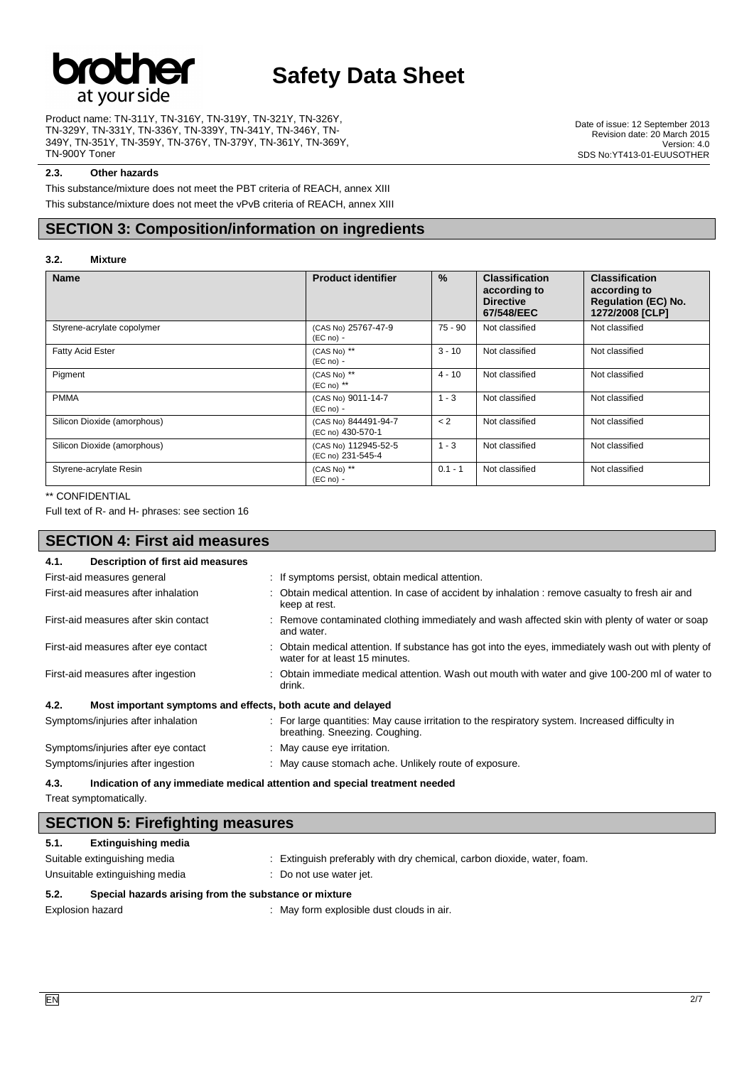### 2.3. Other hazards

This substance/mixture does not meet the PBT criteria of REACH, annex XIII

This substance/mixture does not meet the vPvB criteria of REACH, annex XIII

## SECTION 3: Composition/information on ingredients

### 3.2. Mixture

| Name | Product identifier | % | Classification according to Directive 67/548/EEC | Classification according to Regulation (EC) No. 1272/2008 [CLP] |
|---|---|---|---|---|
| Styrene-acrylate copolymer | (CAS No) 25767-47-9<br>(EC no) - | 75 - 90 | Not classified | Not classified |
| Fatty Acid Ester | (CAS No) **<br>(EC no) - | 3 - 10 | Not classified | Not classified |
| Pigment | (CAS No) **<br>(EC no) ** | 4 - 10 | Not classified | Not classified |
| PMMA | (CAS No) 9011-14-7<br>(EC no) - | 1 - 3 | Not classified | Not classified |
| Silicon Dioxide (amorphous) | (CAS No) 844491-94-7<br>(EC no) 430-570-1 | < 2 | Not classified | Not classified |
| Silicon Dioxide (amorphous) | (CAS No) 112945-52-5<br>(EC no) 231-545-4 | 1 - 3 | Not classified | Not classified |
| Styrene-acrylate Resin | (CAS No) **<br>(EC no) - | 0.1 - 1 | Not classified | Not classified |

** CONFIDENTIAL

Full text of R- and H- phrases: see section 16

## SECTION 4: First aid measures

### 4.1. Description of first aid measures

First-aid measures general : If symptoms persist, obtain medical attention.

First-aid measures after inhalation : Obtain medical attention. In case of accident by inhalation : remove casualty to fresh air and keep at rest.

First-aid measures after skin contact : Remove contaminated clothing immediately and wash affected skin with plenty of water or soap and water.

First-aid measures after eye contact : Obtain medical attention. If substance has got into the eyes, immediately wash out with plenty of water for at least 15 minutes.

First-aid measures after ingestion : Obtain immediate medical attention. Wash out mouth with water and give 100-200 ml of water to drink.

### 4.2. Most important symptoms and effects, both acute and delayed

Symptoms/injuries after inhalation : For large quantities: May cause irritation to the respiratory system. Increased difficulty in breathing. Sneezing. Coughing.

Symptoms/injuries after eye contact : May cause eye irritation.

Symptoms/injuries after ingestion : May cause stomach ache. Unlikely route of exposure.

### 4.3. Indication of any immediate medical attention and special treatment needed

Treat symptomatically.

## SECTION 5: Firefighting measures

### 5.1. Extinguishing media

Suitable extinguishing media : Extinguish preferably with dry chemical, carbon dioxide, water, foam.

Unsuitable extinguishing media : Do not use water jet.

### 5.2. Special hazards arising from the substance or mixture

Explosion hazard : May form explosible dust clouds in air.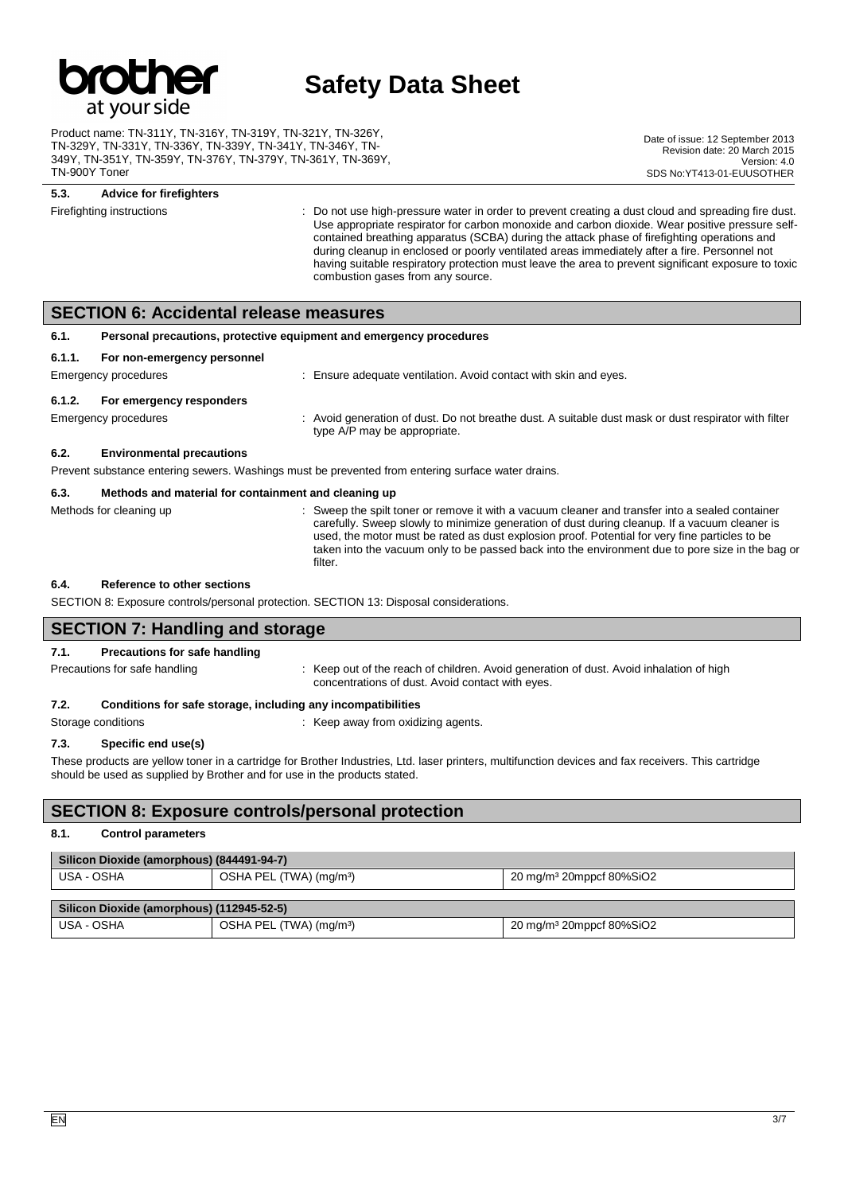#### 5.3. Advice for firefighters

Firefighting instructions : Do not use high-pressure water in order to prevent creating a dust cloud and spreading fire dust. Use appropriate respirator for carbon monoxide and carbon dioxide. Wear positive pressure self-contained breathing apparatus (SCBA) during the attack phase of firefighting operations and during cleanup in enclosed or poorly ventilated areas immediately after a fire. Personnel not having suitable respiratory protection must leave the area to prevent significant exposure to toxic combustion gases from any source.

## SECTION 6: Accidental release measures

#### 6.1. Personal precautions, protective equipment and emergency procedures

#### 6.1.1. For non-emergency personnel

Emergency procedures : Ensure adequate ventilation. Avoid contact with skin and eyes.

#### 6.1.2. For emergency responders

Emergency procedures : Avoid generation of dust. Do not breathe dust. A suitable dust mask or dust respirator with filter type A/P may be appropriate.

#### 6.2. Environmental precautions

Prevent substance entering sewers. Washings must be prevented from entering surface water drains.

#### 6.3. Methods and material for containment and cleaning up

Methods for cleaning up : Sweep the spilt toner or remove it with a vacuum cleaner and transfer into a sealed container carefully. Sweep slowly to minimize generation of dust during cleanup. If a vacuum cleaner is used, the motor must be rated as dust explosion proof. Potential for very fine particles to be taken into the vacuum only to be passed back into the environment due to pore size in the bag or filter.

#### 6.4. Reference to other sections

SECTION 8: Exposure controls/personal protection. SECTION 13: Disposal considerations.

## SECTION 7: Handling and storage

#### 7.1. Precautions for safe handling

Precautions for safe handling : Keep out of the reach of children. Avoid generation of dust. Avoid inhalation of high concentrations of dust. Avoid contact with eyes.

#### 7.2. Conditions for safe storage, including any incompatibilities

Storage conditions : Keep away from oxidizing agents.

#### 7.3. Specific end use(s)

These products are yellow toner in a cartridge for Brother Industries, Ltd. laser printers, multifunction devices and fax receivers. This cartridge should be used as supplied by Brother and for use in the products stated.

## SECTION 8: Exposure controls/personal protection

#### 8.1. Control parameters

| Silicon Dioxide (amorphous) (844491-94-7) | | |
|---|---|---|
| USA - OSHA | OSHA PEL (TWA) (mg/m³) | 20 mg/m³ 20mppcf 80%$SiO_2$ |

| Silicon Dioxide (amorphous) (112945-52-5) | | |
|---|---|---|
| USA - OSHA | OSHA PEL (TWA) (mg/m³) | 20 mg/m³ 20mppcf 80%$SiO_2$ |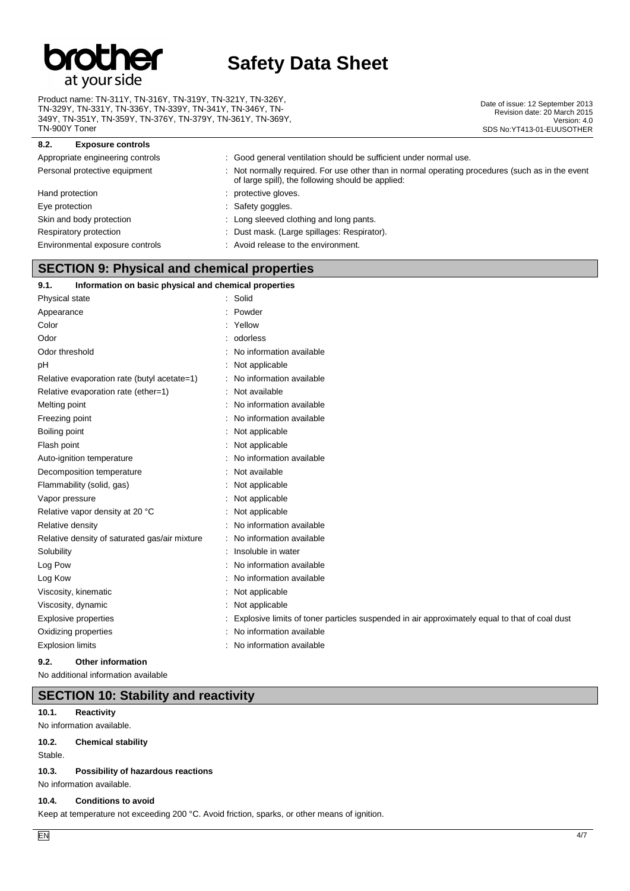### 8.2. Exposure controls

| | |
|---|---|
| Appropriate engineering controls | : Good general ventilation should be sufficient under normal use. |
| Personal protective equipment | : Not normally required. For use other than in normal operating procedures (such as in the event of large spill), the following should be applied: |
| Hand protection | : protective gloves. |
| Eye protection | : Safety goggles. |
| Skin and body protection | : Long sleeved clothing and long pants. |
| Respiratory protection | : Dust mask. (Large spillages: Respirator). |
| Environmental exposure controls | : Avoid release to the environment. |

## SECTION 9: Physical and chemical properties

### 9.1. Information on basic physical and chemical properties

| | |
|---|---|
| Physical state | : Solid |
| Appearance | : Powder |
| Color | : Yellow |
| Odor | : odorless |
| Odor threshold | : No information available |
| pH | : Not applicable |
| Relative evaporation rate (butyl acetate=1) | : No information available |
| Relative evaporation rate (ether=1) | : Not available |
| Melting point | : No information available |
| Freezing point | : No information available |
| Boiling point | : Not applicable |
| Flash point | : Not applicable |
| Auto-ignition temperature | : No information available |
| Decomposition temperature | : Not available |
| Flammability (solid, gas) | : Not applicable |
| Vapor pressure | : Not applicable |
| Relative vapor density at 20 °C | : Not applicable |
| Relative density | : No information available |
| Relative density of saturated gas/air mixture | : No information available |
| Solubility | : Insoluble in water |
| Log Pow | : No information available |
| Log Kow | : No information available |
| Viscosity, kinematic | : Not applicable |
| Viscosity, dynamic | : Not applicable |
| Explosive properties | : Explosive limits of toner particles suspended in air approximately equal to that of coal dust |
| Oxidizing properties | : No information available |
| Explosion limits | : No information available |

### 9.2. Other information

No additional information available

## SECTION 10: Stability and reactivity

### 10.1. Reactivity

No information available.

### 10.2. Chemical stability

Stable.

### 10.3. Possibility of hazardous reactions

No information available.

### 10.4. Conditions to avoid

Keep at temperature not exceeding 200 °C. Avoid friction, sparks, or other means of ignition.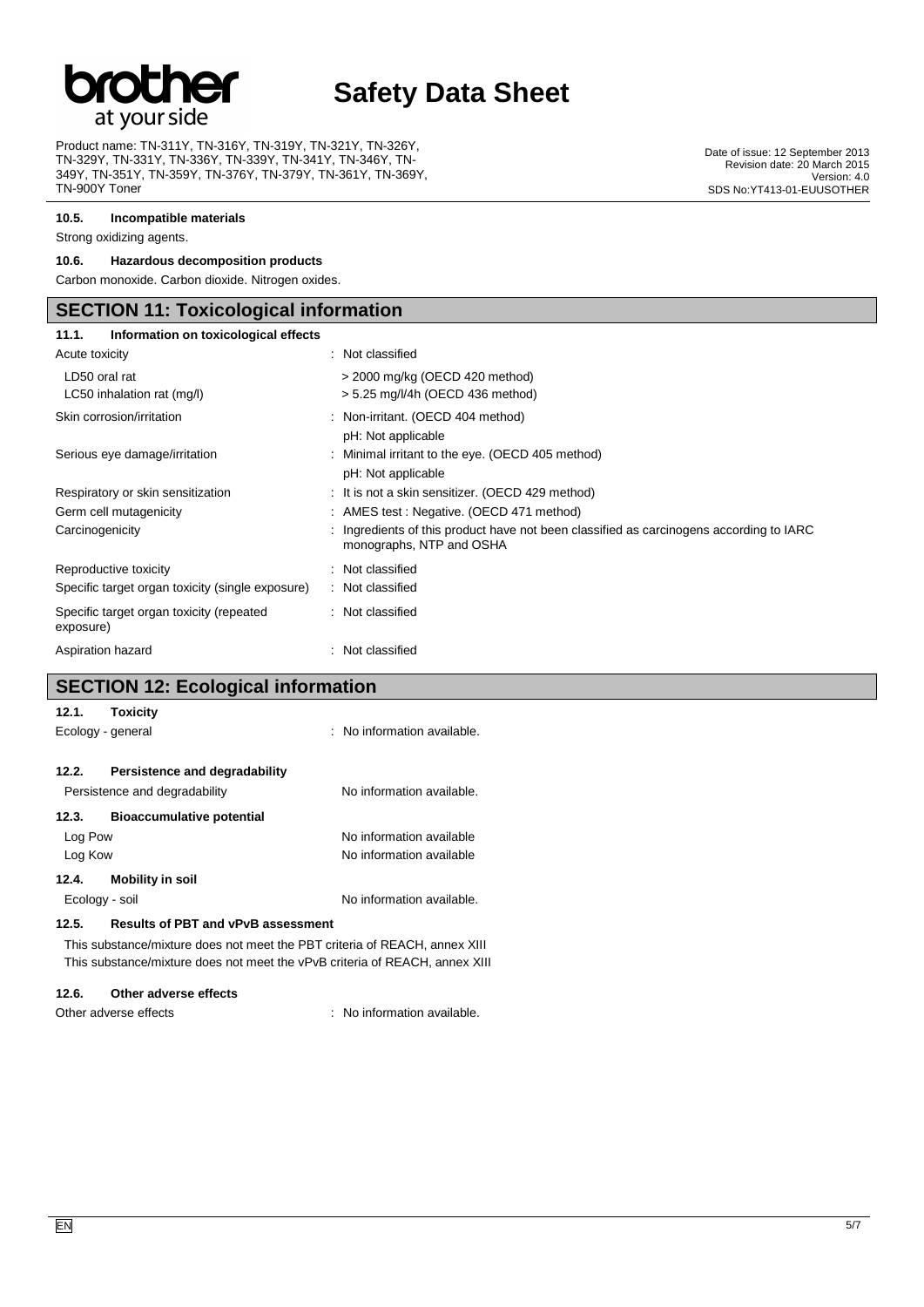### 10.5. Incompatible materials

Strong oxidizing agents.

### 10.6. Hazardous decomposition products

Carbon monoxide. Carbon dioxide. Nitrogen oxides.

## SECTION 11: Toxicological information

### 11.1. Information on toxicological effects

| | |
|---|---|
| Acute toxicity | : Not classified |
| LD50 oral rat | > 2000 mg/kg (OECD 420 method) |
| LC50 inhalation rat (mg/l) | > 5.25 mg/l/4h (OECD 436 method) |
| Skin corrosion/irritation | : Non-irritant. (OECD 404 method)<br>pH: Not applicable |
| Serious eye damage/irritation | : Minimal irritant to the eye. (OECD 405 method)<br>pH: Not applicable |
| Respiratory or skin sensitization | : It is not a skin sensitizer. (OECD 429 method) |
| Germ cell mutagenicity | : AMES test : Negative. (OECD 471 method) |
| Carcinogenicity | : Ingredients of this product have not been classified as carcinogens according to IARC monographs, NTP and OSHA |
| Reproductive toxicity | : Not classified |
| Specific target organ toxicity (single exposure) | : Not classified |
| Specific target organ toxicity (repeated exposure) | : Not classified |
| Aspiration hazard | : Not classified |

## SECTION 12: Ecological information

### 12.1. Toxicity

Ecology - general : No information available.

### 12.2. Persistence and degradability

Persistence and degradability: No information available.

### 12.3. Bioaccumulative potential

| | |
|---|---|
| Log Pow | No information available |
| Log Kow | No information available |

### 12.4. Mobility in soil

Ecology - soil: No information available.

### 12.5. Results of PBT and vPvB assessment

This substance/mixture does not meet the PBT criteria of REACH, annex XIII
This substance/mixture does not meet the vPvB criteria of REACH, annex XIII

### 12.6. Other adverse effects

Other adverse effects : No information available.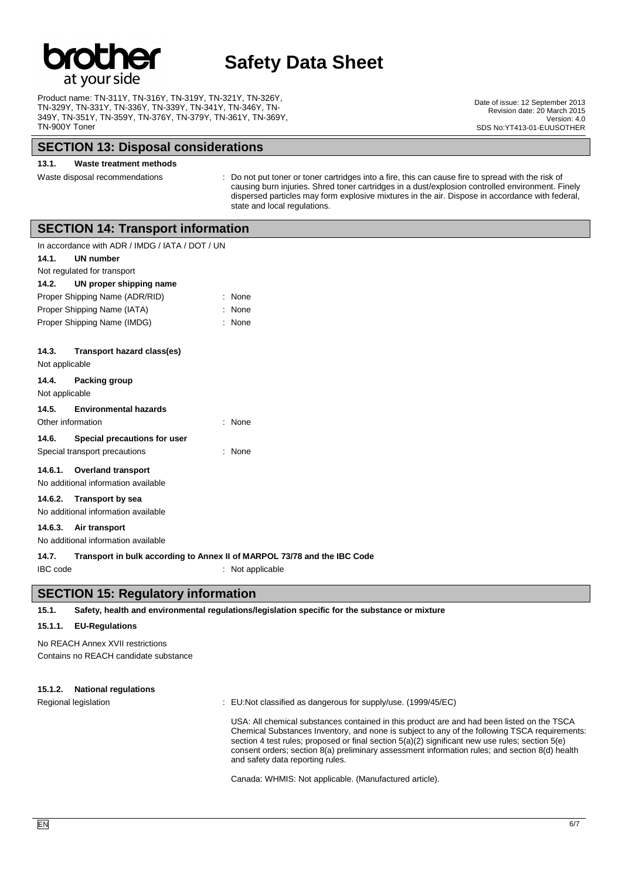## SECTION 13: Disposal considerations

### 13.1. Waste treatment methods

Waste disposal recommendations : Do not put toner or toner cartridges into a fire, this can cause fire to spread with the risk of causing burn injuries. Shred toner cartridges in a dust/explosion controlled environment. Finely dispersed particles may form explosive mixtures in the air. Dispose in accordance with federal, state and local regulations.

## SECTION 14: Transport information

In accordance with ADR / IMDG / IATA / DOT / UN

### 14.1. UN number

Not regulated for transport

### 14.2. UN proper shipping name

Proper Shipping Name (ADR/RID) : None

Proper Shipping Name (IATA) : None

Proper Shipping Name (IMDG) : None

### 14.3. Transport hazard class(es)

Not applicable

### 14.4. Packing group

Not applicable

### 14.5. Environmental hazards

Other information : None

### 14.6. Special precautions for user

Special transport precautions : None

#### 14.6.1. Overland transport

No additional information available

#### 14.6.2. Transport by sea

No additional information available

#### 14.6.3. Air transport

No additional information available

### 14.7. Transport in bulk according to Annex II of MARPOL 73/78 and the IBC Code

IBC code : Not applicable

## SECTION 15: Regulatory information

### 15.1. Safety, health and environmental regulations/legislation specific for the substance or mixture

#### 15.1.1. EU-Regulations

No REACH Annex XVII restrictions

Contains no REACH candidate substance

#### 15.1.2. National regulations

Regional legislation : EU:Not classified as dangerous for supply/use. (1999/45/EC)

USA: All chemical substances contained in this product are and had been listed on the TSCA Chemical Substances Inventory, and none is subject to any of the following TSCA requirements: section 4 test rules; proposed or final section 5(a)(2) significant new use rules; section 5(e) consent orders; section 8(a) preliminary assessment information rules; and section 8(d) health and safety data reporting rules.

Canada: WHMIS: Not applicable. (Manufactured article).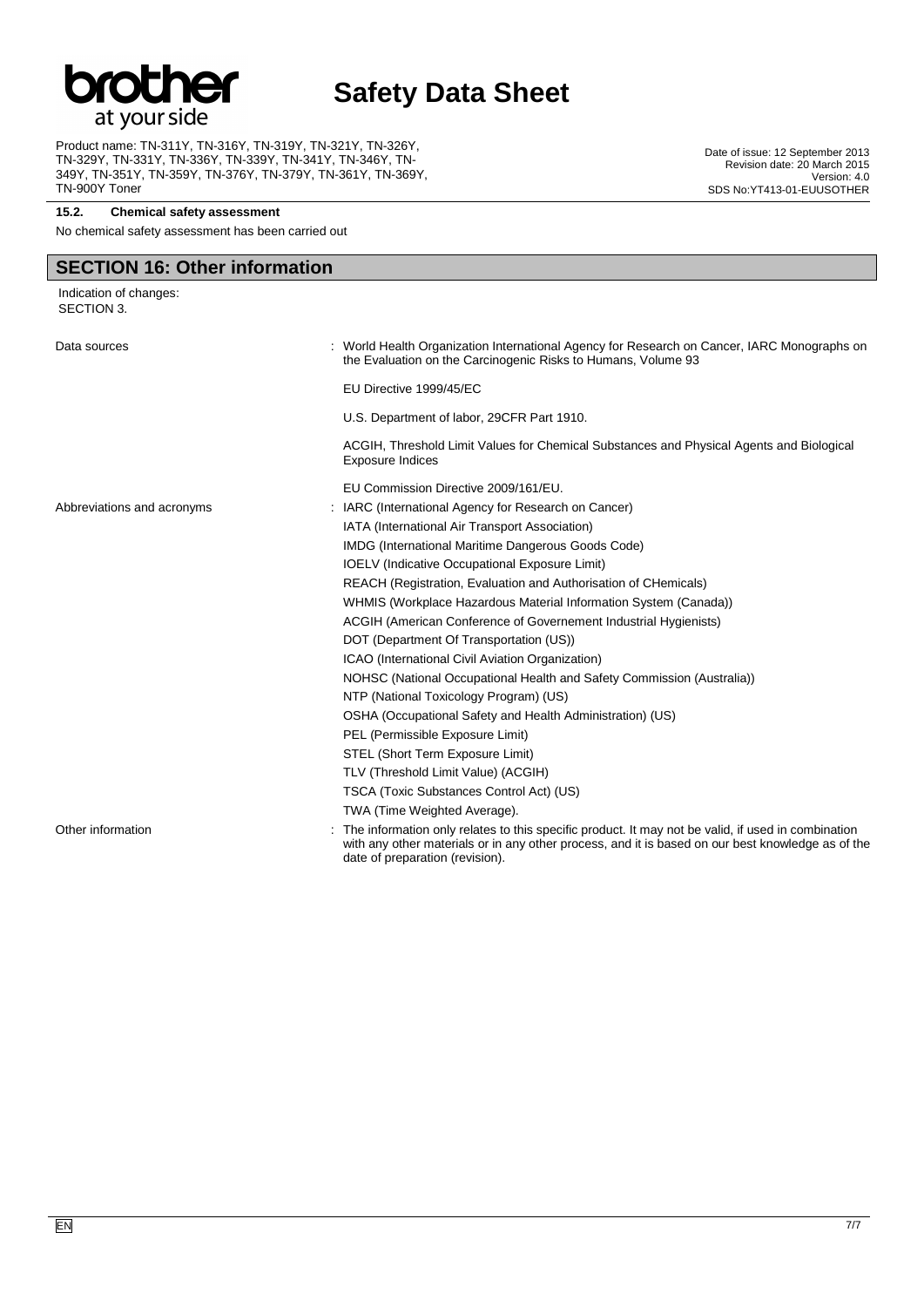### 15.2. Chemical safety assessment

No chemical safety assessment has been carried out

## SECTION 16: Other information

Indication of changes:
SECTION 3.

| | |
|---|---|
| Data sources | : World Health Organization International Agency for Research on Cancer, IARC Monographs on the Evaluation on the Carcinogenic Risks to Humans, Volume 93<br><br>EU Directive 1999/45/EC<br><br>U.S. Department of labor, 29CFR Part 1910.<br><br>ACGIH, Threshold Limit Values for Chemical Substances and Physical Agents and Biological Exposure Indices<br><br>EU Commission Directive 2009/161/EU. |
| Abbreviations and acronyms | : IARC (International Agency for Research on Cancer)<br>IATA (International Air Transport Association)<br>IMDG (International Maritime Dangerous Goods Code)<br>IOELV (Indicative Occupational Exposure Limit)<br>REACH (Registration, Evaluation and Authorisation of CHemicals)<br>WHMIS (Workplace Hazardous Material Information System (Canada))<br>ACGIH (American Conference of Governement Industrial Hygienists)<br>DOT (Department Of Transportation (US))<br>ICAO (International Civil Aviation Organization)<br>NOHSC (National Occupational Health and Safety Commission (Australia))<br>NTP (National Toxicology Program) (US)<br>OSHA (Occupational Safety and Health Administration) (US)<br>PEL (Permissible Exposure Limit)<br>STEL (Short Term Exposure Limit)<br>TLV (Threshold Limit Value) (ACGIH)<br>TSCA (Toxic Substances Control Act) (US)<br>TWA (Time Weighted Average). |
| Other information | : The information only relates to this specific product. It may not be valid, if used in combination with any other materials or in any other process, and it is based on our best knowledge as of the date of preparation (revision). |